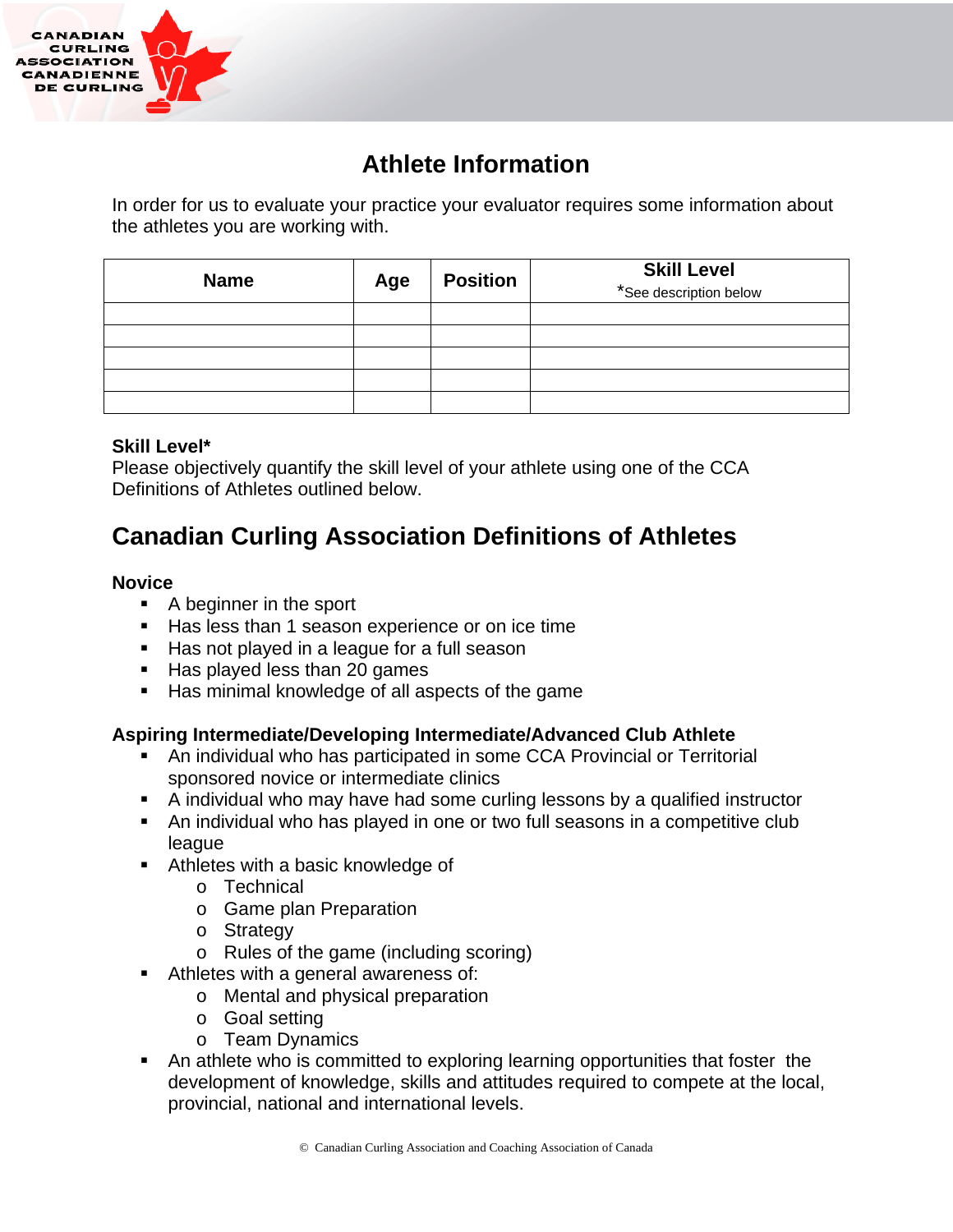# Athlete Information

In order for us to evaluate your practice your evaluator requires some information about the athletes you are working with.

| Name | Age | Position | Skill Level *See description below |
|---|---|---|---|
| | | | |
| | | | |
| | | | |
| | | | |
| | | | |

**Skill Level***
Please objectively quantify the skill level of your athlete using one of the CCA Definitions of Athletes outlined below.

## Canadian Curling Association Definitions of Athletes

### Novice

- A beginner in the sport
- Has less than 1 season experience or on ice time
- Has not played in a league for a full season
- Has played less than 20 games
- Has minimal knowledge of all aspects of the game

### Aspiring Intermediate/Developing Intermediate/Advanced Club Athlete

- An individual who has participated in some CCA Provincial or Territorial sponsored novice or intermediate clinics
- A individual who may have had some curling lessons by a qualified instructor
- An individual who has played in one or two full seasons in a competitive club league
- Athletes with a basic knowledge of
  - Technical
  - Game plan Preparation
  - Strategy
  - Rules of the game (including scoring)
- Athletes with a general awareness of:
  - Mental and physical preparation
  - Goal setting
  - Team Dynamics
- An athlete who is committed to exploring learning opportunities that foster the development of knowledge, skills and attitudes required to compete at the local, provincial, national and international levels.

© Canadian Curling Association and Coaching Association of Canada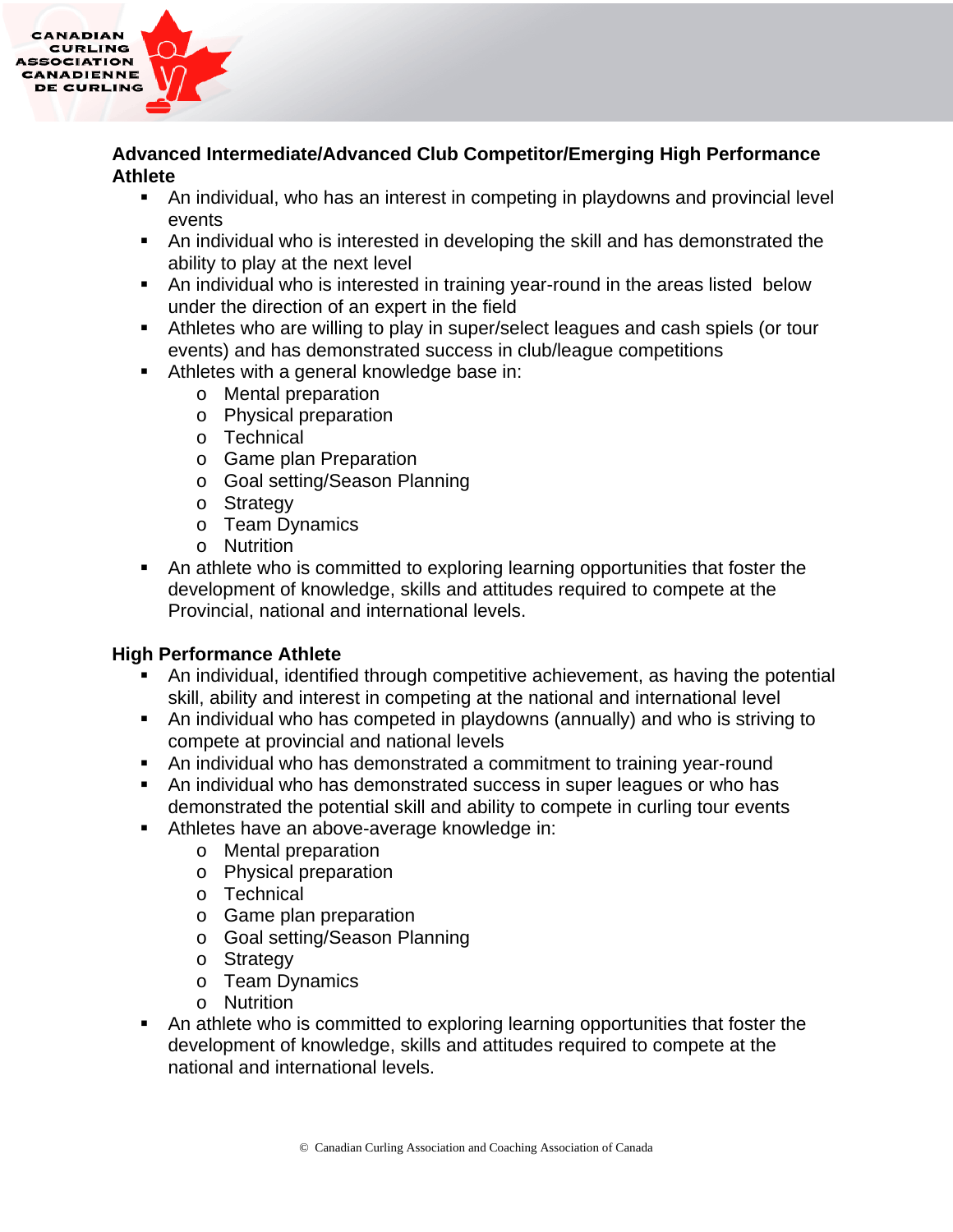**Advanced Intermediate/Advanced Club Competitor/Emerging High Performance Athlete**

- An individual, who has an interest in competing in playdowns and provincial level events
- An individual who is interested in developing the skill and has demonstrated the ability to play at the next level
- An individual who is interested in training year-round in the areas listed below under the direction of an expert in the field
- Athletes who are willing to play in super/select leagues and cash spiels (or tour events) and has demonstrated success in club/league competitions
- Athletes with a general knowledge base in:
  - Mental preparation
  - Physical preparation
  - Technical
  - Game plan Preparation
  - Goal setting/Season Planning
  - Strategy
  - Team Dynamics
  - Nutrition
- An athlete who is committed to exploring learning opportunities that foster the development of knowledge, skills and attitudes required to compete at the Provincial, national and international levels.

**High Performance Athlete**

- An individual, identified through competitive achievement, as having the potential skill, ability and interest in competing at the national and international level
- An individual who has competed in playdowns (annually) and who is striving to compete at provincial and national levels
- An individual who has demonstrated a commitment to training year-round
- An individual who has demonstrated success in super leagues or who has demonstrated the potential skill and ability to compete in curling tour events
- Athletes have an above-average knowledge in:
  - Mental preparation
  - Physical preparation
  - Technical
  - Game plan preparation
  - Goal setting/Season Planning
  - Strategy
  - Team Dynamics
  - Nutrition
- An athlete who is committed to exploring learning opportunities that foster the development of knowledge, skills and attitudes required to compete at the national and international levels.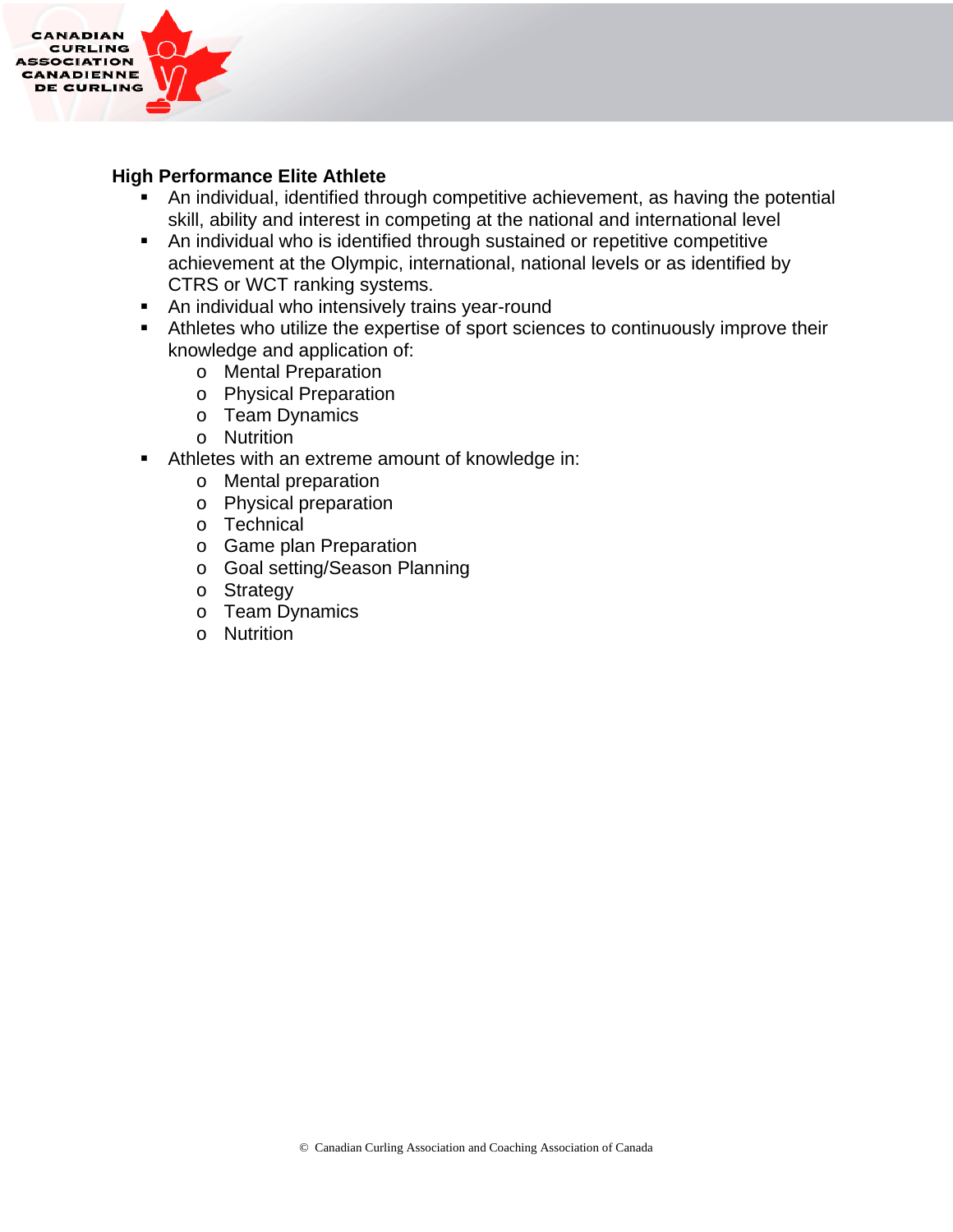**High Performance Elite Athlete**

- An individual, identified through competitive achievement, as having the potential skill, ability and interest in competing at the national and international level
- An individual who is identified through sustained or repetitive competitive achievement at the Olympic, international, national levels or as identified by CTRS or WCT ranking systems.
- An individual who intensively trains year-round
- Athletes who utilize the expertise of sport sciences to continuously improve their knowledge and application of:
  - Mental Preparation
  - Physical Preparation
  - Team Dynamics
  - Nutrition
- Athletes with an extreme amount of knowledge in:
  - Mental preparation
  - Physical preparation
  - Technical
  - Game plan Preparation
  - Goal setting/Season Planning
  - Strategy
  - Team Dynamics
  - Nutrition